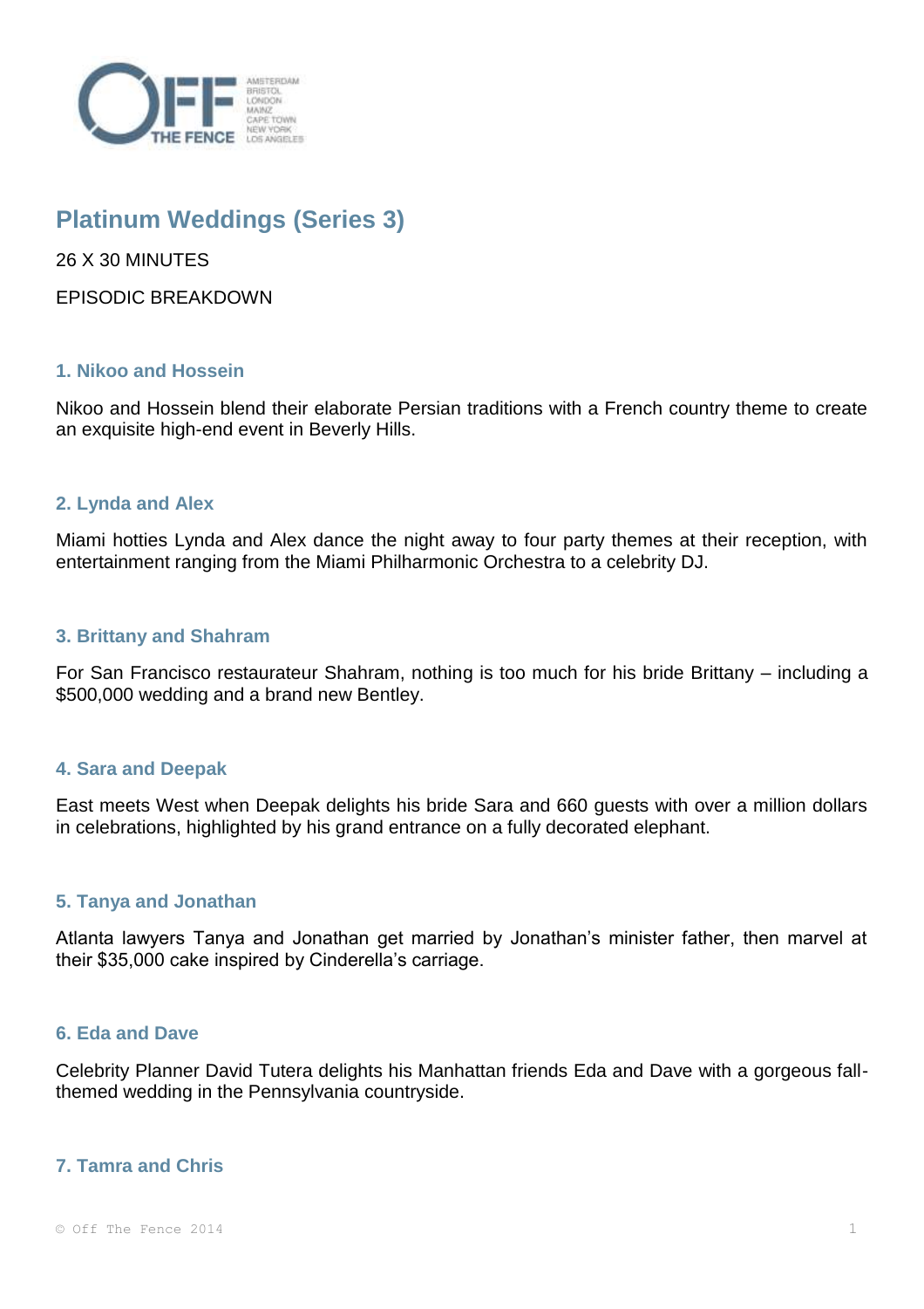# Platinum Weddings (Series 3)

26 X 30 MINUTES

EPISODIC BREAKDOWN

### 1. Nikoo and Hossein

Nikoo and Hossein blend their elaborate Persian traditions with a French country theme to create an exquisite high-end event in Beverly Hills.

### 2. Lynda and Alex

Miami hotties Lynda and Alex dance the night away to four party themes at their reception, with entertainment ranging from the Miami Philharmonic Orchestra to a celebrity DJ.

### 3. Brittany and Shahram

For San Francisco restaurateur Shahram, nothing is too much for his bride Brittany – including a $500,000 wedding and a brand new Bentley.

### 4. Sara and Deepak

East meets West when Deepak delights his bride Sara and 660 guests with over a million dollars in celebrations, highlighted by his grand entrance on a fully decorated elephant.

### 5. Tanya and Jonathan

Atlanta lawyers Tanya and Jonathan get married by Jonathan's minister father, then marvel at their $35,000 cake inspired by Cinderella's carriage.

### 6. Eda and Dave

Celebrity Planner David Tutera delights his Manhattan friends Eda and Dave with a gorgeous fall-themed wedding in the Pennsylvania countryside.

### 7. Tamra and Chris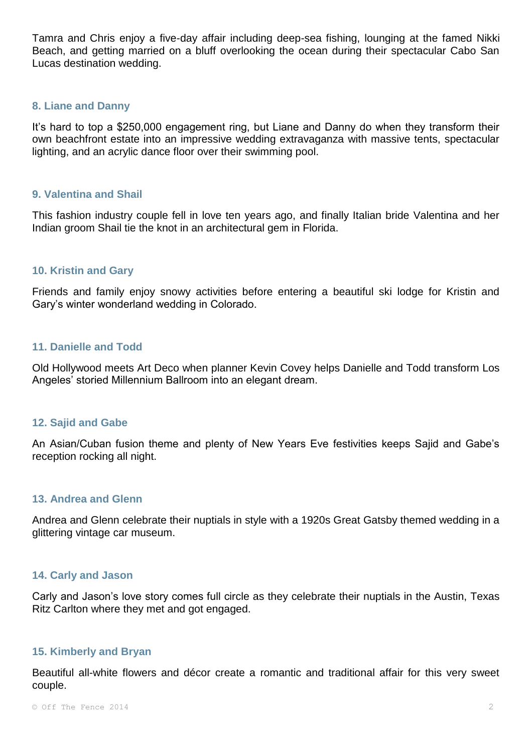Tamra and Chris enjoy a five-day affair including deep-sea fishing, lounging at the famed Nikki Beach, and getting married on a bluff overlooking the ocean during their spectacular Cabo San Lucas destination wedding.

### 8. Liane and Danny

It's hard to top a $250,000 engagement ring, but Liane and Danny do when they transform their own beachfront estate into an impressive wedding extravaganza with massive tents, spectacular lighting, and an acrylic dance floor over their swimming pool.

### 9. Valentina and Shail

This fashion industry couple fell in love ten years ago, and finally Italian bride Valentina and her Indian groom Shail tie the knot in an architectural gem in Florida.

### 10. Kristin and Gary

Friends and family enjoy snowy activities before entering a beautiful ski lodge for Kristin and Gary's winter wonderland wedding in Colorado.

### 11. Danielle and Todd

Old Hollywood meets Art Deco when planner Kevin Covey helps Danielle and Todd transform Los Angeles' storied Millennium Ballroom into an elegant dream.

### 12. Sajid and Gabe

An Asian/Cuban fusion theme and plenty of New Years Eve festivities keeps Sajid and Gabe's reception rocking all night.

### 13. Andrea and Glenn

Andrea and Glenn celebrate their nuptials in style with a 1920s Great Gatsby themed wedding in a glittering vintage car museum.

### 14. Carly and Jason

Carly and Jason's love story comes full circle as they celebrate their nuptials in the Austin, Texas Ritz Carlton where they met and got engaged.

### 15. Kimberly and Bryan

Beautiful all-white flowers and décor create a romantic and traditional affair for this very sweet couple.

© Off The Fence 2014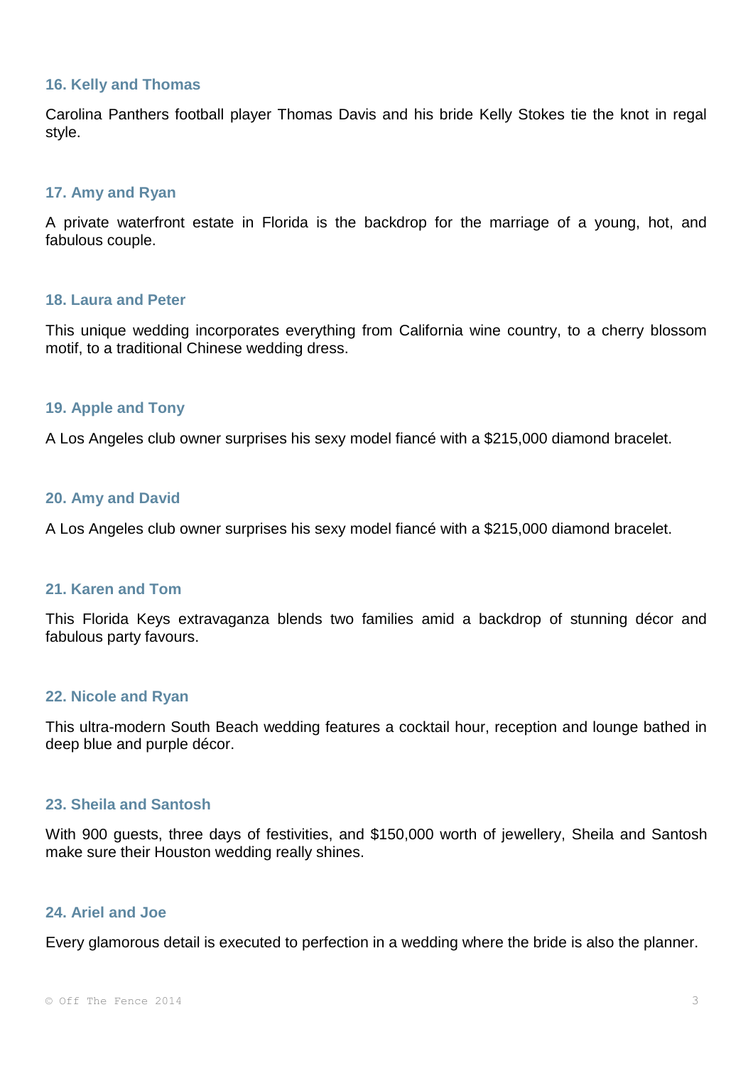### 16. Kelly and Thomas

Carolina Panthers football player Thomas Davis and his bride Kelly Stokes tie the knot in regal style.

### 17. Amy and Ryan

A private waterfront estate in Florida is the backdrop for the marriage of a young, hot, and fabulous couple.

### 18. Laura and Peter

This unique wedding incorporates everything from California wine country, to a cherry blossom motif, to a traditional Chinese wedding dress.

### 19. Apple and Tony

A Los Angeles club owner surprises his sexy model fiancé with a $215,000 diamond bracelet.

### 20. Amy and David

A Los Angeles club owner surprises his sexy model fiancé with a $215,000 diamond bracelet.

### 21. Karen and Tom

This Florida Keys extravaganza blends two families amid a backdrop of stunning décor and fabulous party favours.

### 22. Nicole and Ryan

This ultra-modern South Beach wedding features a cocktail hour, reception and lounge bathed in deep blue and purple décor.

### 23. Sheila and Santosh

With 900 guests, three days of festivities, and $150,000 worth of jewellery, Sheila and Santosh make sure their Houston wedding really shines.

### 24. Ariel and Joe

Every glamorous detail is executed to perfection in a wedding where the bride is also the planner.

© Off The Fence 2014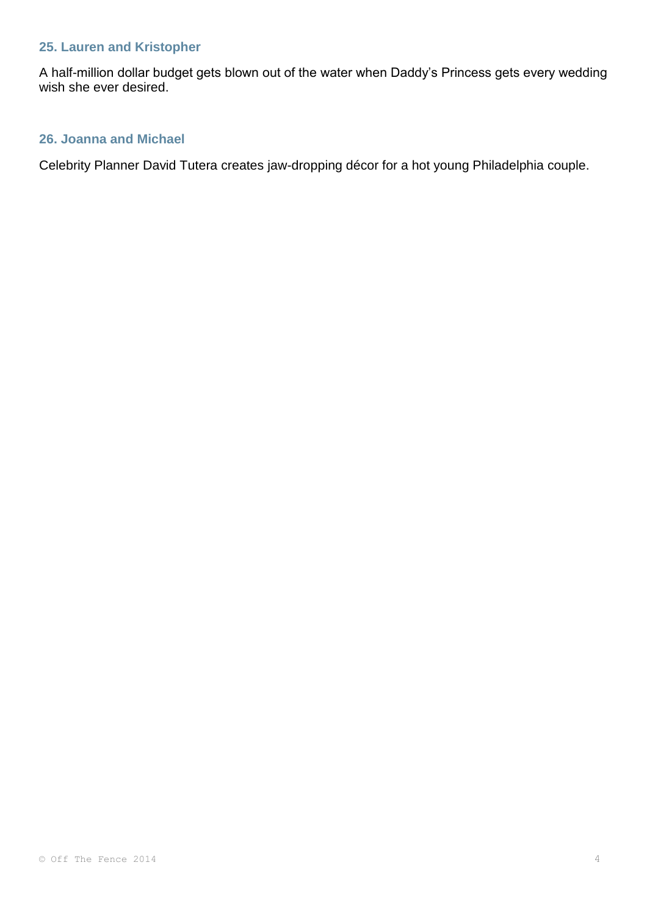### 25. Lauren and Kristopher

A half-million dollar budget gets blown out of the water when Daddy's Princess gets every wedding wish she ever desired.

### 26. Joanna and Michael

Celebrity Planner David Tutera creates jaw-dropping décor for a hot young Philadelphia couple.